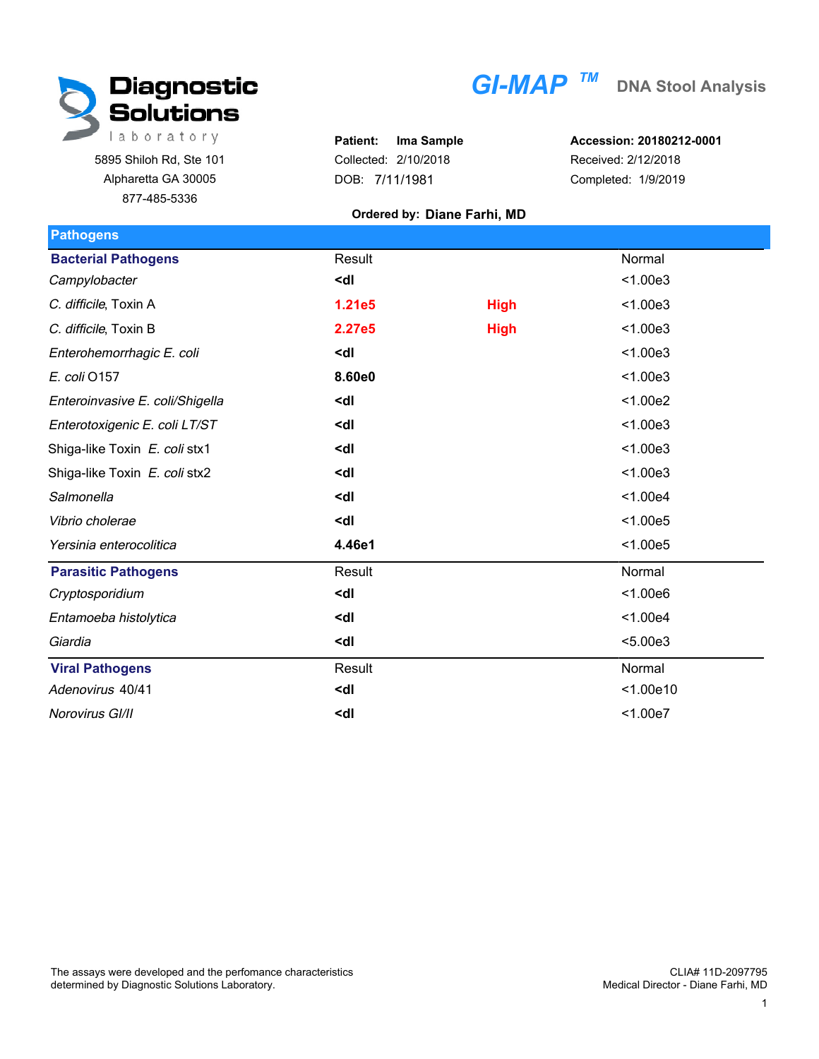# Diagnostic Solutions laboratory

5895 Shiloh Rd, Ste 101
Alpharetta GA 30005
877-485-5336

## GI-MAP ™ DNA Stool Analysis

**Patient:** **Ima Sample**
Collected: 2/10/2018
DOB: 7/11/1981

**Accession: 20180212-0001**
Received: 2/12/2018
Completed: 1/9/2019

**Ordered by: Diane Farhi, MD**

## Pathogens

| Bacterial Pathogens | Result | | Normal |
|---|---|---|---|
| *Campylobacter* | **<dl** | | <1.00e3 |
| *C. difficile*, Toxin A | **1.21e5** | **High** | <1.00e3 |
| *C. difficile*, Toxin B | **2.27e5** | **High** | <1.00e3 |
| *Enterohemorrhagic E. coli* | **<dl** | | <1.00e3 |
| *E. coli* O157 | **8.60e0** | | <1.00e3 |
| *Enteroinvasive E. coli/Shigella* | **<dl** | | <1.00e2 |
| *Enterotoxigenic E. coli LT/ST* | **<dl** | | <1.00e3 |
| Shiga-like Toxin *E. coli* stx1 | **<dl** | | <1.00e3 |
| Shiga-like Toxin *E. coli* stx2 | **<dl** | | <1.00e3 |
| *Salmonella* | **<dl** | | <1.00e4 |
| *Vibrio cholerae* | **<dl** | | <1.00e5 |
| *Yersinia enterocolitica* | **4.46e1** | | <1.00e5 |

| Parasitic Pathogens | Result | | Normal |
|---|---|---|---|
| *Cryptosporidium* | **<dl** | | <1.00e6 |
| *Entamoeba histolytica* | **<dl** | | <1.00e4 |
| *Giardia* | **<dl** | | <5.00e3 |

| Viral Pathogens | Result | | Normal |
|---|---|---|---|
| *Adenovirus* 40/41 | **<dl** | | <1.00e10 |
| *Norovirus GI/II* | **<dl** | | <1.00e7 |

The assays were developed and the perfomance characteristics determined by Diagnostic Solutions Laboratory.

CLIA# 11D-2097795
Medical Director - Diane Farhi, MD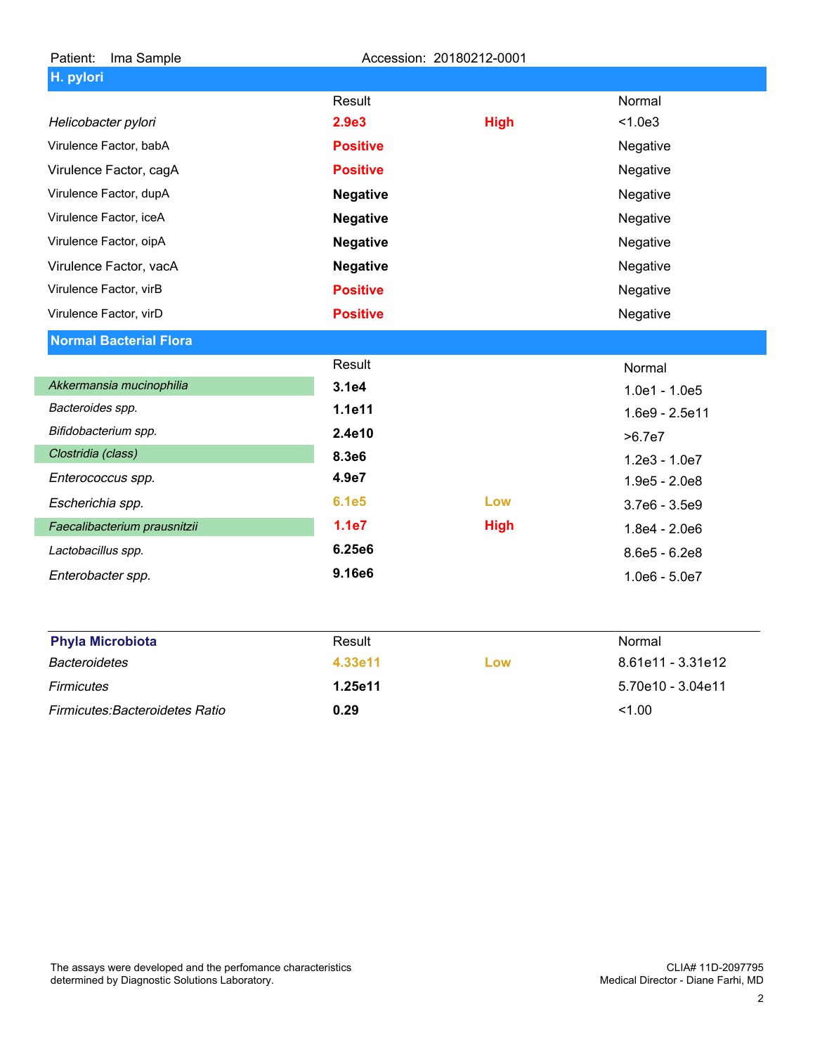Patient: Ima Sample    Accession: 20180212-0001

## H. pylori

| | Result | | Normal |
|---|---|---|---|
| *Helicobacter pylori* | **2.9e3** | **High** | <1.0e3 |
| Virulence Factor, babA | **Positive** | | Negative |
| Virulence Factor, cagA | **Positive** | | Negative |
| Virulence Factor, dupA | **Negative** | | Negative |
| Virulence Factor, iceA | **Negative** | | Negative |
| Virulence Factor, oipA | **Negative** | | Negative |
| Virulence Factor, vacA | **Negative** | | Negative |
| Virulence Factor, virB | **Positive** | | Negative |
| Virulence Factor, virD | **Positive** | | Negative |

## Normal Bacterial Flora

| | Result | | Normal |
|---|---|---|---|
| *Akkermansia mucinophilia* | **3.1e4** | | 1.0e1 - 1.0e5 |
| *Bacteroides spp.* | **1.1e11** | | 1.6e9 - 2.5e11 |
| *Bifidobacterium spp.* | **2.4e10** | | >6.7e7 |
| *Clostridia (class)* | **8.3e6** | | 1.2e3 - 1.0e7 |
| *Enterococcus spp.* | **4.9e7** | | 1.9e5 - 2.0e8 |
| *Escherichia spp.* | **6.1e5** | **Low** | 3.7e6 - 3.5e9 |
| *Faecalibacterium prausnitzii* | **1.1e7** | **High** | 1.8e4 - 2.0e6 |
| *Lactobacillus spp.* | **6.25e6** | | 8.6e5 - 6.2e8 |
| *Enterobacter spp.* | **9.16e6** | | 1.0e6 - 5.0e7 |

| **Phyla Microbiota** | Result | | Normal |
|---|---|---|---|
| *Bacteroidetes* | **4.33e11** | **Low** | 8.61e11 - 3.31e12 |
| *Firmicutes* | **1.25e11** | | 5.70e10 - 3.04e11 |
| *Firmicutes:Bacteroidetes Ratio* | **0.29** | | <1.00 |

The assays were developed and the perfomance characteristics determined by Diagnostic Solutions Laboratory.

CLIA# 11D-2097795
Medical Director - Diane Farhi, MD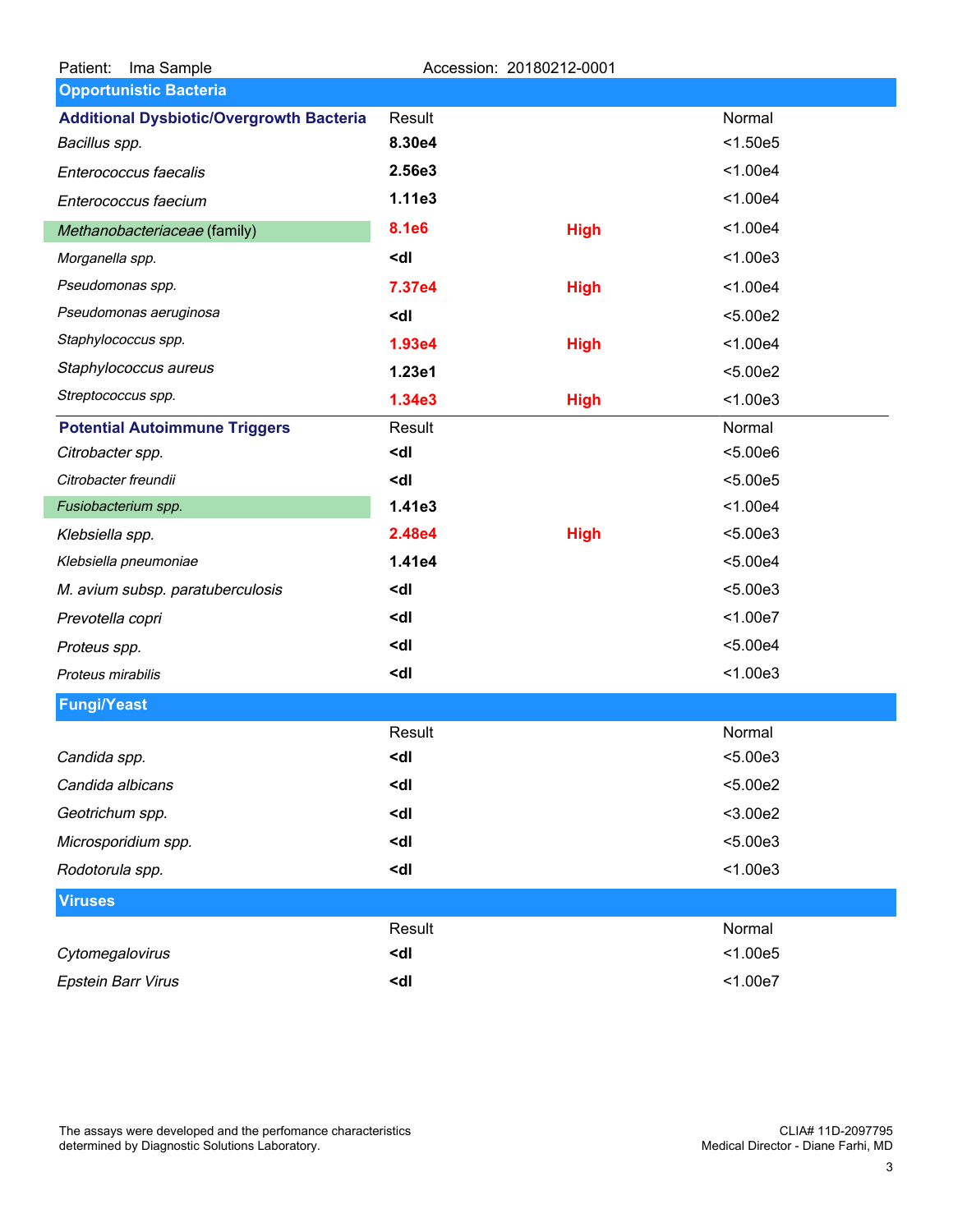Patient: Ima Sample    Accession: 20180212-0001

## Opportunistic Bacteria

| Additional Dysbiotic/Overgrowth Bacteria | Result | | Normal |
|---|---|---|---|
| *Bacillus spp.* | **8.30e4** | | <1.50e5 |
| *Enterococcus faecalis* | **2.56e3** | | <1.00e4 |
| *Enterococcus faecium* | **1.11e3** | | <1.00e4 |
| *Methanobacteriaceae* (family) | **8.1e6** | **High** | <1.00e4 |
| *Morganella spp.* | **<dl** | | <1.00e3 |
| *Pseudomonas spp.* | **7.37e4** | **High** | <1.00e4 |
| *Pseudomonas aeruginosa* | **<dl** | | <5.00e2 |
| *Staphylococcus spp.* | **1.93e4** | **High** | <1.00e4 |
| *Staphylococcus aureus* | **1.23e1** | | <5.00e2 |
| *Streptococcus spp.* | **1.34e3** | **High** | <1.00e3 |

| Potential Autoimmune Triggers | Result | | Normal |
|---|---|---|---|
| *Citrobacter spp.* | **<dl** | | <5.00e6 |
| *Citrobacter freundii* | **<dl** | | <5.00e5 |
| *Fusiobacterium spp.* | **1.41e3** | | <1.00e4 |
| *Klebsiella spp.* | **2.48e4** | **High** | <5.00e3 |
| *Klebsiella pneumoniae* | **1.41e4** | | <5.00e4 |
| *M. avium subsp. paratuberculosis* | **<dl** | | <5.00e3 |
| *Prevotella copri* | **<dl** | | <1.00e7 |
| *Proteus spp.* | **<dl** | | <5.00e4 |
| *Proteus mirabilis* | **<dl** | | <1.00e3 |

## Fungi/Yeast

| | Result | Normal |
|---|---|---|
| *Candida spp.* | **<dl** | <5.00e3 |
| *Candida albicans* | **<dl** | <5.00e2 |
| *Geotrichum spp.* | **<dl** | <3.00e2 |
| *Microsporidium spp.* | **<dl** | <5.00e3 |
| *Rodotorula spp.* | **<dl** | <1.00e3 |

## Viruses

| | Result | Normal |
|---|---|---|
| *Cytomegalovirus* | **<dl** | <1.00e5 |
| *Epstein Barr Virus* | **<dl** | <1.00e7 |

The assays were developed and the perfomance characteristics determined by Diagnostic Solutions Laboratory.

CLIA# 11D-2097795
Medical Director - Diane Farhi, MD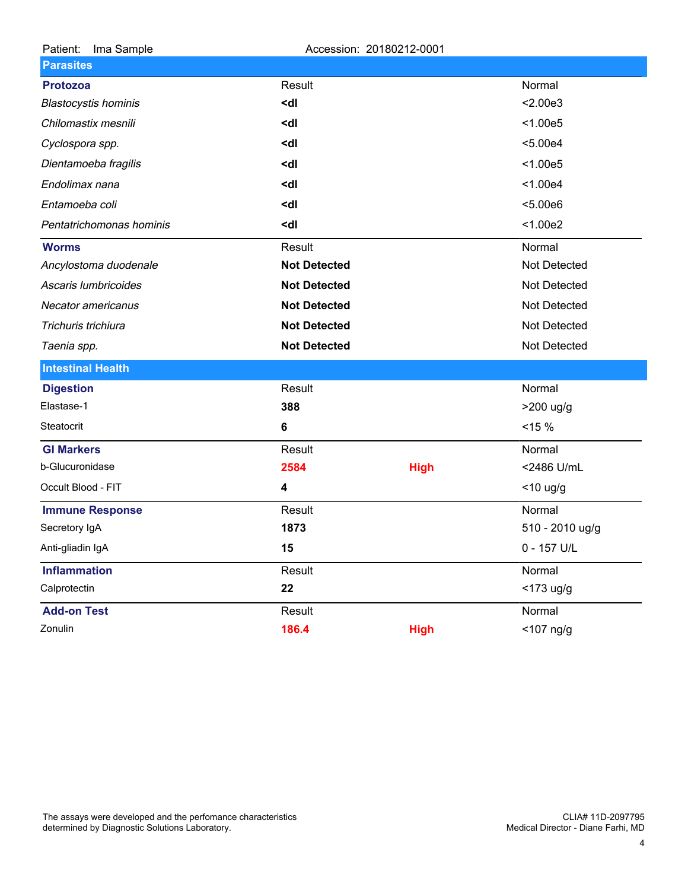Patient: Ima Sample　　　　Accession: 20180212-0001

## Parasites

| Protozoa | Result | | Normal |
|---|---|---|---|
| *Blastocystis hominis* | **<dl** | | <2.00e3 |
| *Chilomastix mesnili* | **<dl** | | <1.00e5 |
| *Cyclospora spp.* | **<dl** | | <5.00e4 |
| *Dientamoeba fragilis* | **<dl** | | <1.00e5 |
| *Endolimax nana* | **<dl** | | <1.00e4 |
| *Entamoeba coli* | **<dl** | | <5.00e6 |
| *Pentatrichomonas hominis* | **<dl** | | <1.00e2 |

| Worms | Result | | Normal |
|---|---|---|---|
| *Ancylostoma duodenale* | **Not Detected** | | Not Detected |
| *Ascaris lumbricoides* | **Not Detected** | | Not Detected |
| *Necator americanus* | **Not Detected** | | Not Detected |
| *Trichuris trichiura* | **Not Detected** | | Not Detected |
| *Taenia spp.* | **Not Detected** | | Not Detected |

## Intestinal Health

| Digestion | Result | | Normal |
|---|---|---|---|
| Elastase-1 | **388** | | >200 ug/g |
| Steatocrit | **6** | | <15 % |

| GI Markers | Result | | Normal |
|---|---|---|---|
| b-Glucuronidase | **2584** | **High** | <2486 U/mL |
| Occult Blood - FIT | **4** | | <10 ug/g |

| Immune Response | Result | | Normal |
|---|---|---|---|
| Secretory IgA | **1873** | | 510 - 2010 ug/g |
| Anti-gliadin IgA | **15** | | 0 - 157 U/L |

| Inflammation | Result | | Normal |
|---|---|---|---|
| Calprotectin | **22** | | <173 ug/g |

| Add-on Test | Result | | Normal |
|---|---|---|---|
| Zonulin | **186.4** | **High** | <107 ng/g |

The assays were developed and the perfomance characteristics determined by Diagnostic Solutions Laboratory.

CLIA# 11D-2097795
Medical Director - Diane Farhi, MD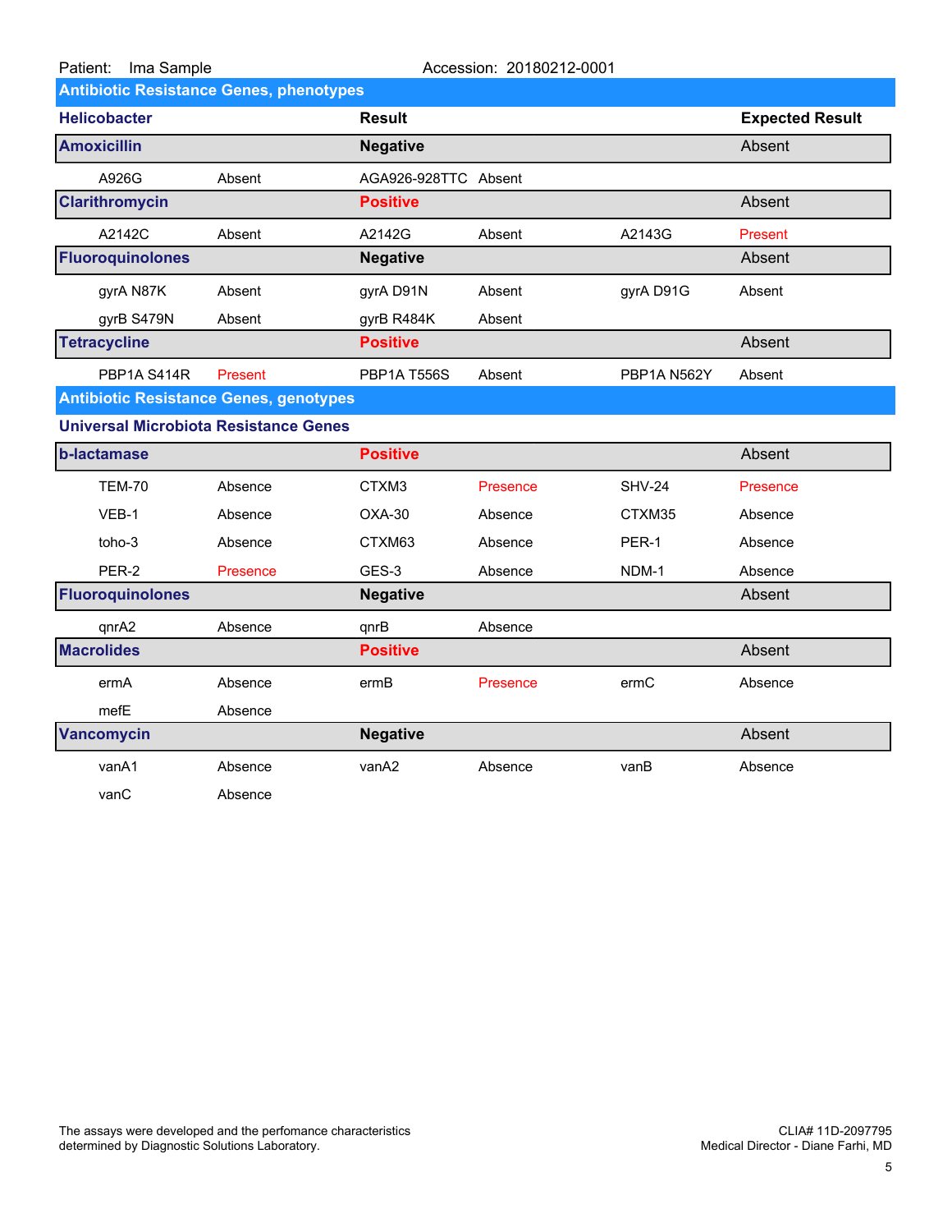Patient: Ima Sample Accession: 20180212-0001

## Antibiotic Resistance Genes, phenotypes

| Helicobacter | | Result | | | Expected Result |
|---|---|---|---|---|---|
| **Amoxicillin** | | **Negative** | | | Absent |
| A926G | Absent | AGA926-928TTC | Absent | | |
| **Clarithromycin** | | **Positive** | | | Absent |
| A2142C | Absent | A2142G | Absent | A2143G | Present |
| **Fluoroquinolones** | | **Negative** | | | Absent |
| gyrA N87K | Absent | gyrA D91N | Absent | gyrA D91G | Absent |
| gyrB S479N | Absent | gyrB R484K | Absent | | |
| **Tetracycline** | | **Positive** | | | Absent |
| PBP1A S414R | Present | PBP1A T556S | Absent | PBP1A N562Y | Absent |

## Antibiotic Resistance Genes, genotypes

### Universal Microbiota Resistance Genes

| | | | | | |
|---|---|---|---|---|---|
| **b-lactamase** | | **Positive** | | | Absent |
| TEM-70 | Absence | CTXM3 | Presence | SHV-24 | Presence |
| VEB-1 | Absence | OXA-30 | Absence | CTXM35 | Absence |
| toho-3 | Absence | CTXM63 | Absence | PER-1 | Absence |
| PER-2 | Presence | GES-3 | Absence | NDM-1 | Absence |
| **Fluoroquinolones** | | **Negative** | | | Absent |
| qnrA2 | Absence | qnrB | Absence | | |
| **Macrolides** | | **Positive** | | | Absent |
| ermA | Absence | ermB | Presence | ermC | Absence |
| mefE | Absence | | | | |
| **Vancomycin** | | **Negative** | | | Absent |
| vanA1 | Absence | vanA2 | Absence | vanB | Absence |
| vanC | Absence | | | | |

The assays were developed and the perfomance characteristics determined by Diagnostic Solutions Laboratory.

CLIA# 11D-2097795
Medical Director - Diane Farhi, MD